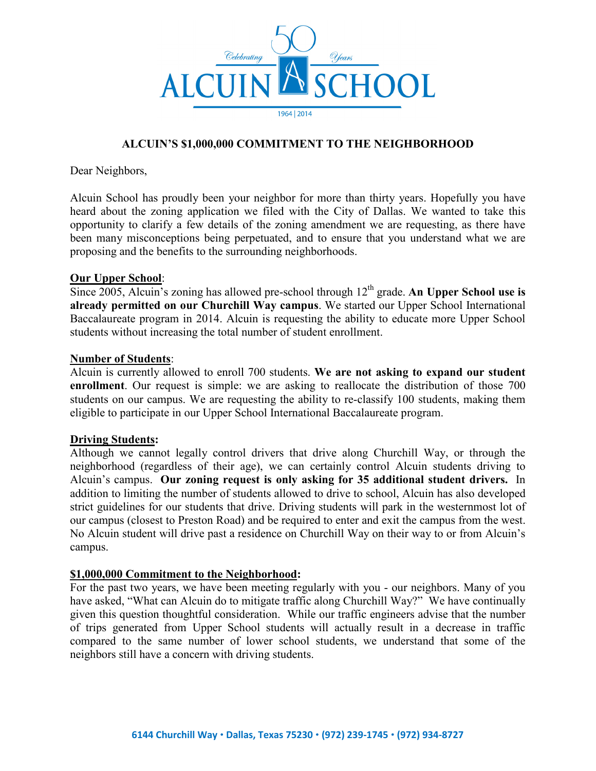Celebrating 50 Years

# ALCUIN SCHOOL

1964 | 2014

## ALCUIN'S $1,000,000 COMMITMENT TO THE NEIGHBORHOOD

Dear Neighbors,

Alcuin School has proudly been your neighbor for more than thirty years. Hopefully you have heard about the zoning application we filed with the City of Dallas. We wanted to take this opportunity to clarify a few details of the zoning amendment we are requesting, as there have been many misconceptions being perpetuated, and to ensure that you understand what we are proposing and the benefits to the surrounding neighborhoods.

**Our Upper School**:
Since 2005, Alcuin's zoning has allowed pre-school through 12th grade. **An Upper School use is already permitted on our Churchill Way campus**. We started our Upper School International Baccalaureate program in 2014. Alcuin is requesting the ability to educate more Upper School students without increasing the total number of student enrollment.

**Number of Students**:
Alcuin is currently allowed to enroll 700 students. **We are not asking to expand our student enrollment**. Our request is simple: we are asking to reallocate the distribution of those 700 students on our campus. We are requesting the ability to re-classify 100 students, making them eligible to participate in our Upper School International Baccalaureate program.

**Driving Students:**
Although we cannot legally control drivers that drive along Churchill Way, or through the neighborhood (regardless of their age), we can certainly control Alcuin students driving to Alcuin's campus. **Our zoning request is only asking for 35 additional student drivers.** In addition to limiting the number of students allowed to drive to school, Alcuin has also developed strict guidelines for our students that drive. Driving students will park in the westernmost lot of our campus (closest to Preston Road) and be required to enter and exit the campus from the west. No Alcuin student will drive past a residence on Churchill Way on their way to or from Alcuin's campus.

**$1,000,000 Commitment to the Neighborhood:**
For the past two years, we have been meeting regularly with you - our neighbors. Many of you have asked, "What can Alcuin do to mitigate traffic along Churchill Way?" We have continually given this question thoughtful consideration. While our traffic engineers advise that the number of trips generated from Upper School students will actually result in a decrease in traffic compared to the same number of lower school students, we understand that some of the neighbors still have a concern with driving students.

6144 Churchill Way • Dallas, Texas 75230 • (972) 239-1745 • (972) 934-8727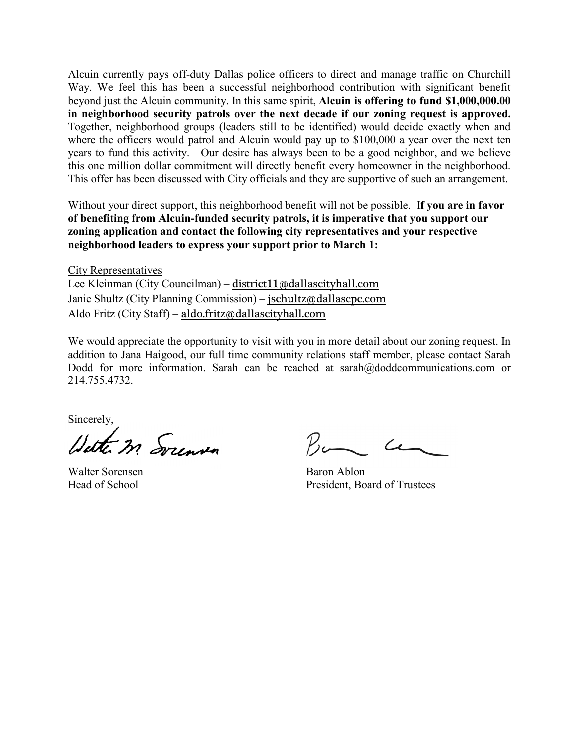Alcuin currently pays off-duty Dallas police officers to direct and manage traffic on Churchill Way. We feel this has been a successful neighborhood contribution with significant benefit beyond just the Alcuin community. In this same spirit, **Alcuin is offering to fund $1,000,000.00 in neighborhood security patrols over the next decade if our zoning request is approved.** Together, neighborhood groups (leaders still to be identified) would decide exactly when and where the officers would patrol and Alcuin would pay up to $100,000 a year over the next ten years to fund this activity. Our desire has always been to be a good neighbor, and we believe this one million dollar commitment will directly benefit every homeowner in the neighborhood. This offer has been discussed with City officials and they are supportive of such an arrangement.

Without your direct support, this neighborhood benefit will not be possible. I**f you are in favor of benefiting from Alcuin-funded security patrols, it is imperative that you support our zoning application and contact the following city representatives and your respective neighborhood leaders to express your support prior to March 1:**

City Representatives
Lee Kleinman (City Councilman) – district11@dallascityhall.com
Janie Shultz (City Planning Commission) – jschultz@dallascpc.com
Aldo Fritz (City Staff) – aldo.fritz@dallascityhall.com

We would appreciate the opportunity to visit with you in more detail about our zoning request. In addition to Jana Haigood, our full time community relations staff member, please contact Sarah Dodd for more information. Sarah can be reached at sarah@doddcommunications.com or 214.755.4732.

Sincerely,

Walter Sorensen
Head of School

Baron Ablon
President, Board of Trustees